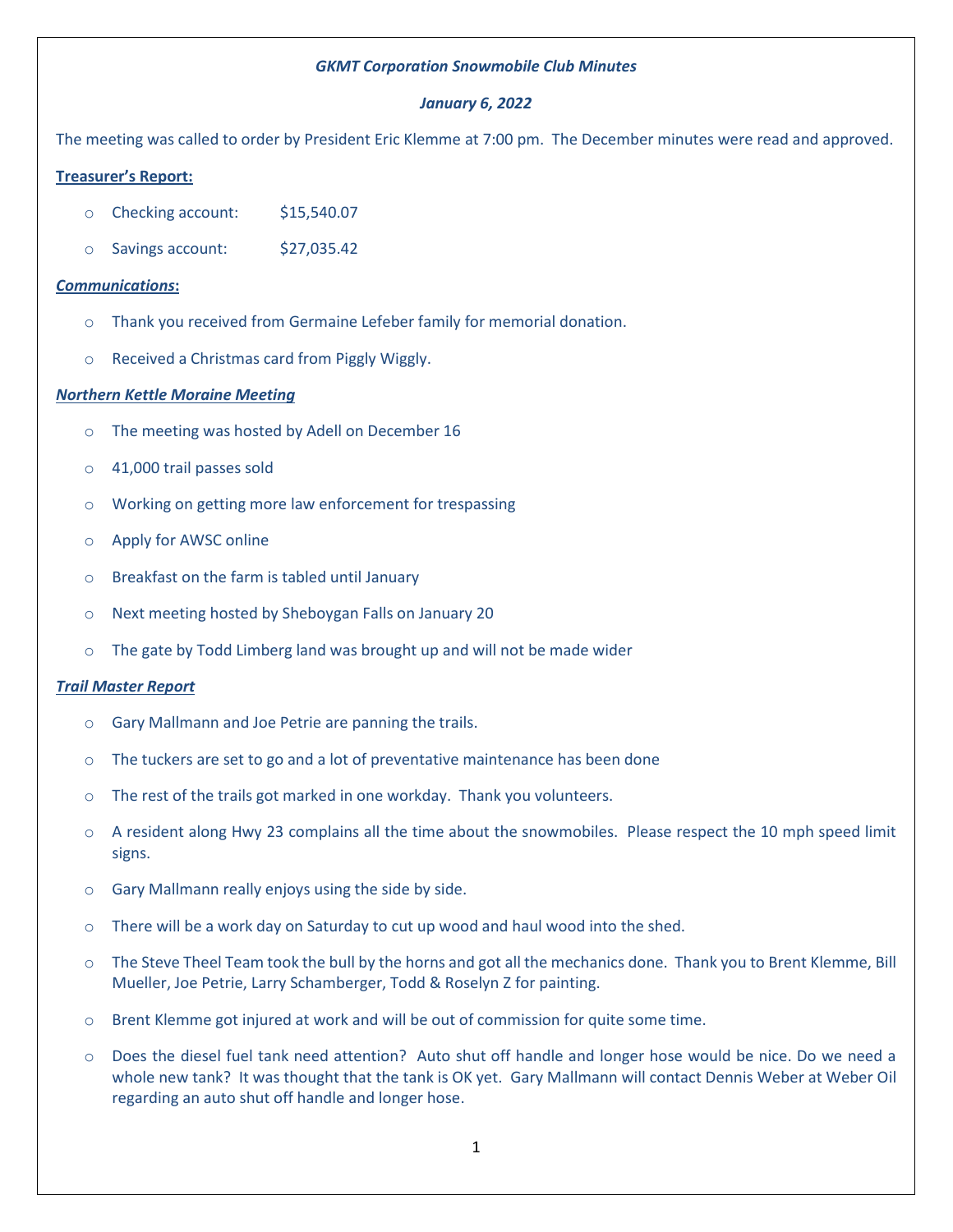***GKMT Corporation Snowmobile Club Minutes***

***January 6, 2022***

The meeting was called to order by President Eric Klemme at 7:00 pm. The December minutes were read and approved.

**Treasurer's Report:**

- Checking account: $15,540.07
- Savings account: $27,035.42

***Communications*:**

- Thank you received from Germaine Lefeber family for memorial donation.
- Received a Christmas card from Piggly Wiggly.

***Northern Kettle Moraine Meeting***

- The meeting was hosted by Adell on December 16
- 41,000 trail passes sold
- Working on getting more law enforcement for trespassing
- Apply for AWSC online
- Breakfast on the farm is tabled until January
- Next meeting hosted by Sheboygan Falls on January 20
- The gate by Todd Limberg land was brought up and will not be made wider

***Trail Master Report***

- Gary Mallmann and Joe Petrie are panning the trails.
- The tuckers are set to go and a lot of preventative maintenance has been done
- The rest of the trails got marked in one workday. Thank you volunteers.
- A resident along Hwy 23 complains all the time about the snowmobiles. Please respect the 10 mph speed limit signs.
- Gary Mallmann really enjoys using the side by side.
- There will be a work day on Saturday to cut up wood and haul wood into the shed.
- The Steve Theel Team took the bull by the horns and got all the mechanics done. Thank you to Brent Klemme, Bill Mueller, Joe Petrie, Larry Schamberger, Todd & Roselyn Z for painting.
- Brent Klemme got injured at work and will be out of commission for quite some time.
- Does the diesel fuel tank need attention? Auto shut off handle and longer hose would be nice. Do we need a whole new tank? It was thought that the tank is OK yet. Gary Mallmann will contact Dennis Weber at Weber Oil regarding an auto shut off handle and longer hose.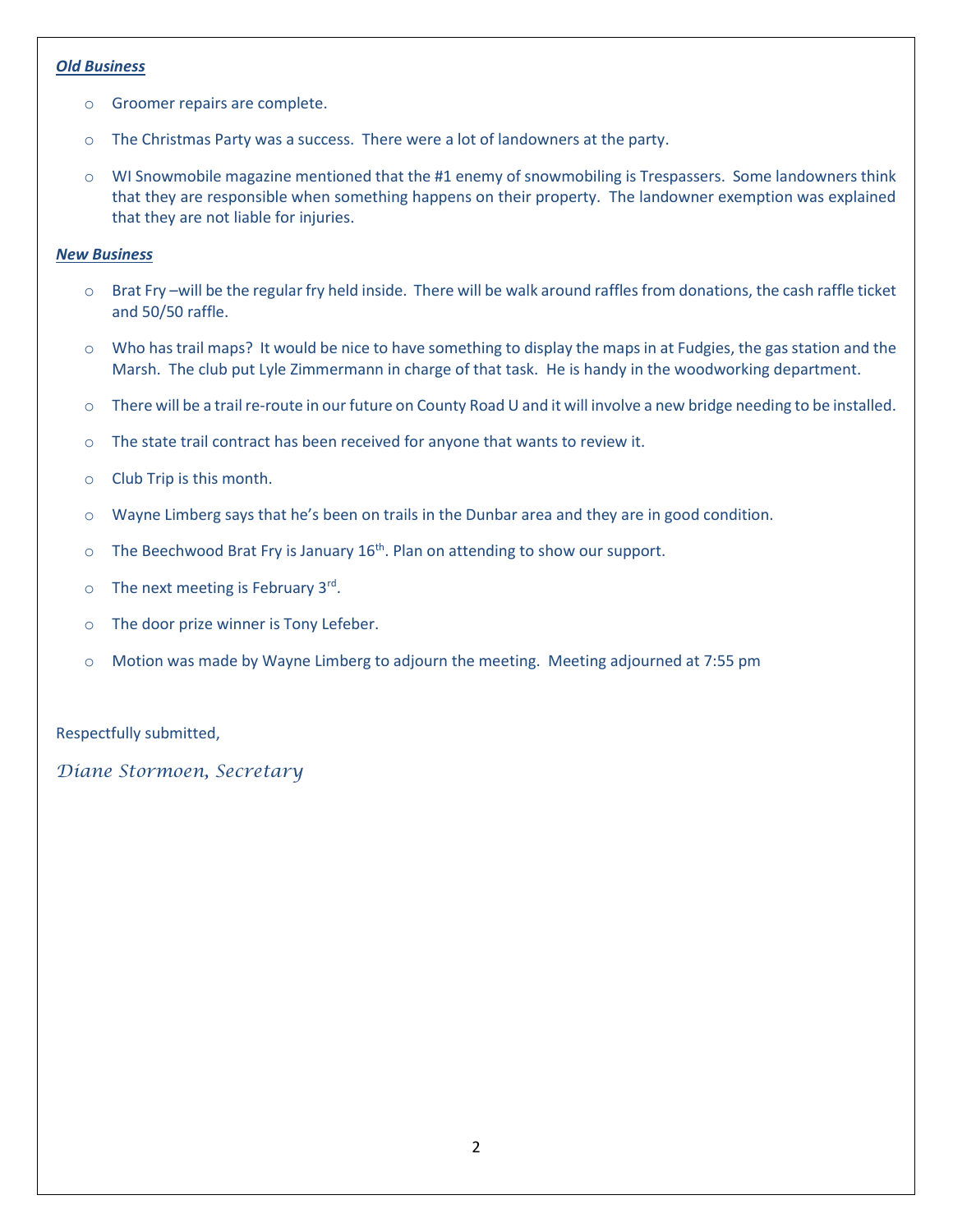***Old Business***

- Groomer repairs are complete.
- The Christmas Party was a success.  There were a lot of landowners at the party.
- WI Snowmobile magazine mentioned that the #1 enemy of snowmobiling is Trespassers.  Some landowners think that they are responsible when something happens on their property.  The landowner exemption was explained that they are not liable for injuries.

***New Business***

- Brat Fry –will be the regular fry held inside.  There will be walk around raffles from donations, the cash raffle ticket and 50/50 raffle.
- Who has trail maps?  It would be nice to have something to display the maps in at Fudgies, the gas station and the Marsh.  The club put Lyle Zimmermann in charge of that task.  He is handy in the woodworking department.
- There will be a trail re-route in our future on County Road U and it will involve a new bridge needing to be installed.
- The state trail contract has been received for anyone that wants to review it.
- Club Trip is this month.
- Wayne Limberg says that he's been on trails in the Dunbar area and they are in good condition.
- The Beechwood Brat Fry is January 16th. Plan on attending to show our support.
- The next meeting is February 3rd.
- The door prize winner is Tony Lefeber.
- Motion was made by Wayne Limberg to adjourn the meeting.  Meeting adjourned at 7:55 pm

Respectfully submitted,

*Diane Stormoen, Secretary*